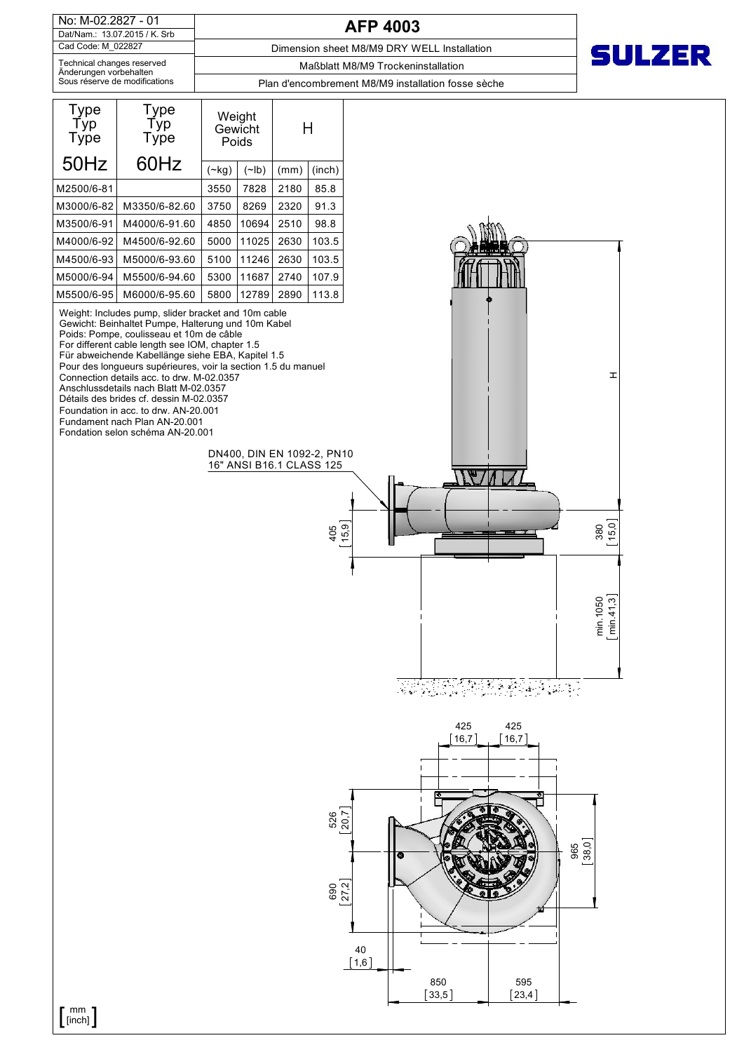No: M-02.2827 - 01

Dat/Nam.: 13.07.2015 / K. Srb

Cad Code: M_022827

Technical changes reserved
Änderungen vorbehalten
Sous réserve de modifications

# AFP 4003

Dimension sheet M8/M9 DRY WELL Installation

Maßblatt M8/M9 Trockeninstallation

Plan d'encombrement M8/M9 installation fosse sèche

SULZER

| Type / Typ / Type 50Hz | Type / Typ / Type 60Hz | Weight / Gewicht / Poids (~kg) | (~lb) | H (mm) | (inch) |
|---|---|---|---|---|---|
| M2500/6-81 | | 3550 | 7828 | 2180 | 85.8 |
| M3000/6-82 | M3350/6-82.60 | 3750 | 8269 | 2320 | 91.3 |
| M3500/6-91 | M4000/6-91.60 | 4850 | 10694 | 2510 | 98.8 |
| M4000/6-92 | M4500/6-92.60 | 5000 | 11025 | 2630 | 103.5 |
| M4500/6-93 | M5000/6-93.60 | 5100 | 11246 | 2630 | 103.5 |
| M5000/6-94 | M5500/6-94.60 | 5300 | 11687 | 2740 | 107.9 |
| M5500/6-95 | M6000/6-95.60 | 5800 | 12789 | 2890 | 113.8 |

Weight: Includes pump, slider bracket and 10m cable
Gewicht: Beinhaltet Pumpe, Halterung und 10m Kabel
Poids: Pompe, coulisseau et 10m de câble
For different cable length see IOM, chapter 1.5
Für abweichende Kabellänge siehe EBA, Kapitel 1.5
Pour des longueurs supérieures, voir la section 1.5 du manuel
Connection details acc. to drw. M-02.0357
Anschlussdetails nach Blatt M-02.0357
Détails des brides cf. dessin M-02.0357
Foundation in acc. to drw. AN-20.001
Fundament nach Plan AN-20.001
Fondation selon schéma AN-20.001

DN400, DIN EN 1092-2, PN10
16" ANSI B16.1 CLASS 125

H

405 [15,9]

380 [15,0]

min.1050 [min.41,3]

425 [16,7] 425 [16,7]

526 [20,7]

690 [27,2]

965 [38,0]

40 [1,6]

850 [33,5] 595 [23,4]

[mm / inch]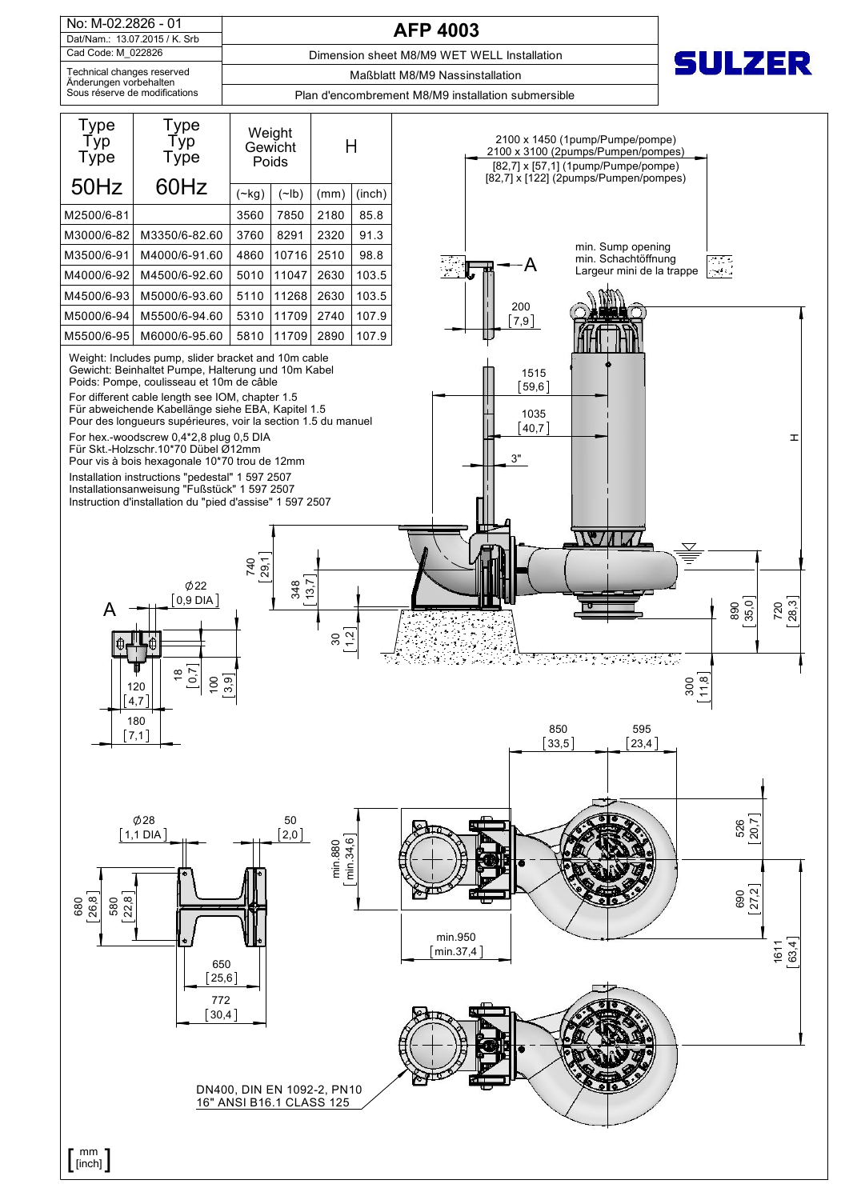| No: M-02.2826 - 01 | AFP 4003 |
|---|---|
| Dat/Nam.: 13.07.2015 / K. Srb | |
| Cad Code: M_022826 | Dimension sheet M8/M9 WET WELL Installation |
| Technical changes reserved<br>Änderungen vorbehalten<br>Sous réserve de modifications | Maßblatt M8/M9 Nassinstallation<br>Plan d'encombrement M8/M9 installation submersible |

SULZER

| Type<br>Typ<br>Type<br>50Hz | Type<br>Typ<br>Type<br>60Hz | Weight<br>Gewicht<br>Poids | | H | |
|---|---|---|---|---|---|
| | | (~kg) | (~lb) | (mm) | (inch) |
| M2500/6-81 | | 3560 | 7850 | 2180 | 85.8 |
| M3000/6-82 | M3350/6-82.60 | 3760 | 8291 | 2320 | 91.3 |
| M3500/6-91 | M4000/6-91.60 | 4860 | 10716 | 2510 | 98.8 |
| M4000/6-92 | M4500/6-92.60 | 5010 | 11047 | 2630 | 103.5 |
| M4500/6-93 | M5000/6-93.60 | 5110 | 11268 | 2630 | 103.5 |
| M5000/6-94 | M5500/6-94.60 | 5310 | 11709 | 2740 | 107.9 |
| M5500/6-95 | M6000/6-95.60 | 5810 | 11709 | 2890 | 107.9 |

Weight: Includes pump, slider bracket and 10m cable
Gewicht: Beinhaltet Pumpe, Halterung und 10m Kabel
Poids: Pompe, coulisseau et 10m de câble

For different cable length see IOM, chapter 1.5
Für abweichende Kabellänge siehe EBA, Kapitel 1.5
Pour des longueurs supérieures, voir la section 1.5 du manuel

For hex.-woodscrew 0,4*2,8 plug 0,5 DIA
Für Skt.-Holzschr.10*70 Dübel Ø12mm
Pour vis à bois hexagonale 10*70 trou de 12mm

Installation instructions "pedestal" 1 597 2507
Installationsanweisung "Fußstück" 1 597 2507
Instruction d'installation du "pied d'assise" 1 597 2507

2100 x 1450 (1pump/Pumpe/pompe)
2100 x 3100 (2pumps/Pumpen/pompes)
[82,7] x [57,1] (1pump/Pumpe/pompe)
[82,7] x [122] (2pumps/Pumpen/pompes)

min. Sump opening
min. Schachtöffnung
Largeur mini de la trappe

A

200 [7,9]
1515 [59,6]
1035 [40,7]
3"
H
740 [29,1]
348 [13,7]
30 [1,2]
890 [35,0]
720 [28,3]
300 [11,8]
Ø22 [0,9 DIA]
18 [0,7]
100 [3,9]
120 [4,7]
180 [7,1]
850 [33,5]
595 [23,4]
526 [20,7]
690 [27,2]
1611 [63,4]
min.880 [min.34,6]
min.950 [min.37,4]
Ø28 [1,1 DIA]
50 [2,0]
680 [26,8]
580 [22,8]
650 [25,6]
772 [30,4]

DN400, DIN EN 1092-2, PN10
16" ANSI B16.1 CLASS 125

[mm / inch]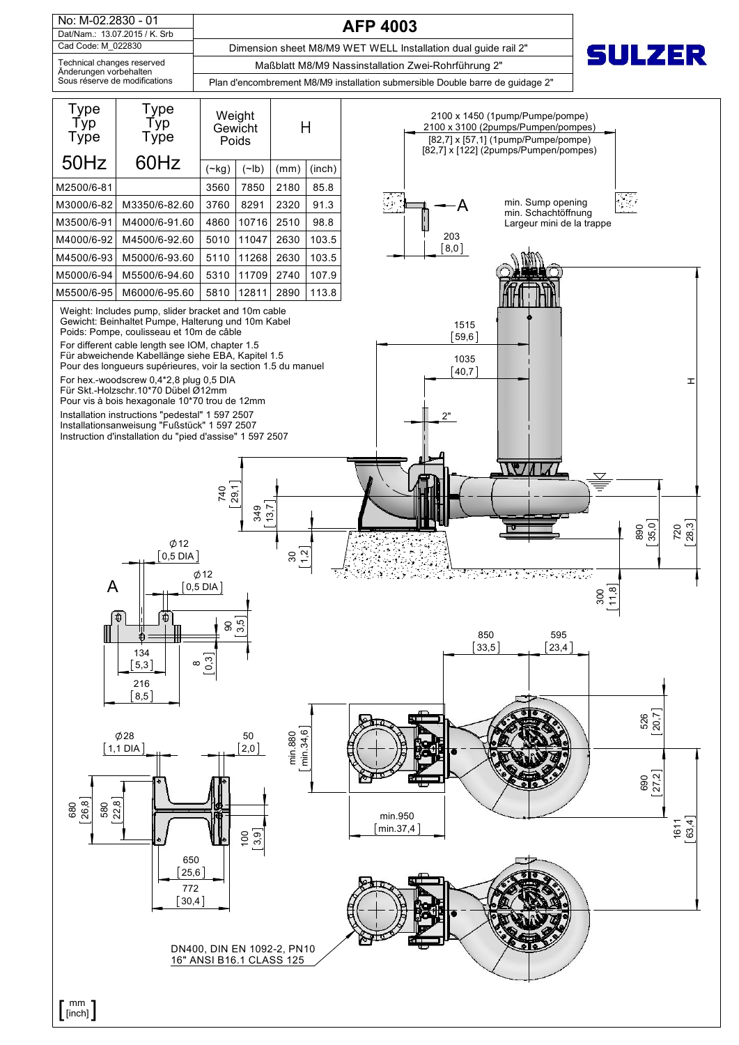| No: M-02.2830 - 01 | AFP 4003 |
|---|---|
| Dat/Nam.: 13.07.2015 / K. Srb | Dimension sheet M8/M9 WET WELL Installation dual guide rail 2" |
| Cad Code: M_022830 | Maßblatt M8/M9 Nassinstallation Zwei-Rohrführung 2" |
| Technical changes reserved<br>Änderungen vorbehalten<br>Sous réserve de modifications | Plan d'encombrement M8/M9 installation submersible Double barre de guidage 2" |

SULZER

| Type<br>Typ<br>Type<br>50Hz | Type<br>Typ<br>Type<br>60Hz | Weight<br>Gewicht<br>Poids | | H | |
|---|---|---|---|---|---|
| | | (~kg) | (~lb) | (mm) | (inch) |
| M2500/6-81 | | 3560 | 7850 | 2180 | 85.8 |
| M3000/6-82 | M3350/6-82.60 | 3760 | 8291 | 2320 | 91.3 |
| M3500/6-91 | M4000/6-91.60 | 4860 | 10716 | 2510 | 98.8 |
| M4000/6-92 | M4500/6-92.60 | 5010 | 11047 | 2630 | 103.5 |
| M4500/6-93 | M5000/6-93.60 | 5110 | 11268 | 2630 | 103.5 |
| M5000/6-94 | M5500/6-94.60 | 5310 | 11709 | 2740 | 107.9 |
| M5500/6-95 | M6000/6-95.60 | 5810 | 12811 | 2890 | 113.8 |

Weight: Includes pump, slider bracket and 10m cable
Gewicht: Beinhaltet Pumpe, Halterung und 10m Kabel
Poids: Pompe, coulisseau et 10m de câble

For different cable length see IOM, chapter 1.5
Für abweichende Kabellänge siehe EBA, Kapitel 1.5
Pour des longueurs supérieures, voir la section 1.5 du manuel

For hex.-woodscrew 0,4*2,8 plug 0,5 DIA
Für Skt.-Holzschr.10*70 Dübel Ø12mm
Pour vis à bois hexagonale 10*70 trou de 12mm

Installation instructions "pedestal" 1 597 2507
Installationsanweisung "Fußstück" 1 597 2507
Instruction d'installation du "pied d'assise" 1 597 2507

2100 x 1450 (1pump/Pumpe/pompe)
2100 x 3100 (2pumps/Pumpen/pompes)
[82,7] x [57,1] (1pump/Pumpe/pompe)
[82,7] x [122] (2pumps/Pumpen/pompes)

min. Sump opening
min. Schachtöffnung
Largeur mini de la trappe

A

203 [8,0]

1515 [59,6]

1035 [40,7]

2"

H

740 [29,1]

349 [13,7]

30 [1,2]

890 [35,0]

720 [28,3]

300 [11,8]

Ø12 [0,5 DIA]

Ø12 [0,5 DIA]

90 [3,5]

134 [5,3]

8 [0,3]

216 [8,5]

850 [33,5]

595 [23,4]

526 [20,7]

690 [27,2]

1611 [63,4]

min.880 [min.34,6]

min.950 [min.37,4]

Ø28 [1,1 DIA]

50 [2,0]

680 [26,8]

580 [22,8]

100 [3,9]

650 [25,6]

772 [30,4]

DN400, DIN EN 1092-2, PN10
16" ANSI B16.1 CLASS 125

[ mm / [inch] ]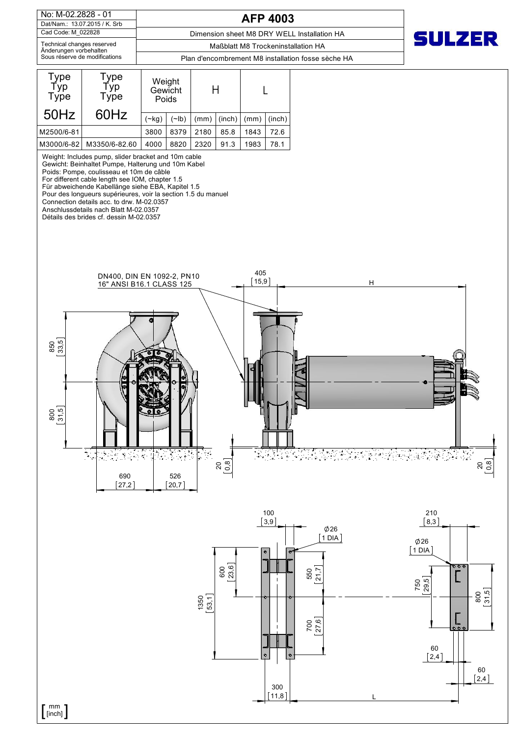| No: M-02.2828 - 01 | AFP 4003 |
|---|---|
| Dat/Nam.: 13.07.2015 / K. Srb | |
| Cad Code: M_022828 | Dimension sheet M8 DRY WELL Installation HA |
| Technical changes reserved<br>Änderungen vorbehalten<br>Sous réserve de modifications | Maßblatt M8 Trockeninstallation HA |
| | Plan d'encombrement M8 installation fosse sèche HA |

SULZER

| Type<br>Typ<br>Type<br>50Hz | Type<br>Typ<br>Type<br>60Hz | Weight<br>Gewicht<br>Poids | | H | | L | |
|---|---|---|---|---|---|---|---|
| | | (~kg) | (~lb) | (mm) | (inch) | (mm) | (inch) |
| M2500/6-81 | | 3800 | 8379 | 2180 | 85.8 | 1843 | 72.6 |
| M3000/6-82 | M3350/6-82.60 | 4000 | 8820 | 2320 | 91.3 | 1983 | 78.1 |

Weight: Includes pump, slider bracket and 10m cable
Gewicht: Beinhaltet Pumpe, Halterung und 10m Kabel
Poids: Pompe, coulisseau et 10m de câble
For different cable length see IOM, chapter 1.5
Für abweichende Kabellänge siehe EBA, Kapitel 1.5
Pour des longueurs supérieures, voir la section 1.5 du manuel
Connection details acc. to drw. M-02.0357
Anschlussdetails nach Blatt M-02.0357
Détails des brides cf. dessin M-02.0357

DN400, DIN EN 1092-2, PN10
16" ANSI B16.1 CLASS 125

405 [15,9] H

850 [33,5]
800 [31,5]
690 [27,2] 526 [20,7]
20 [0,8]
20 [0,8]

100 [3,9]
Ø26 [1 DIA]
210 [8,3]
Ø26 [1 DIA]
600 [23,6]
550 [21,7]
1350 [53,1]
700 [27,6]
750 [29,5]
800 [31,5]
60 [2,4]
60 [2,4]
300 [11,8] L

[ mm / [inch] ]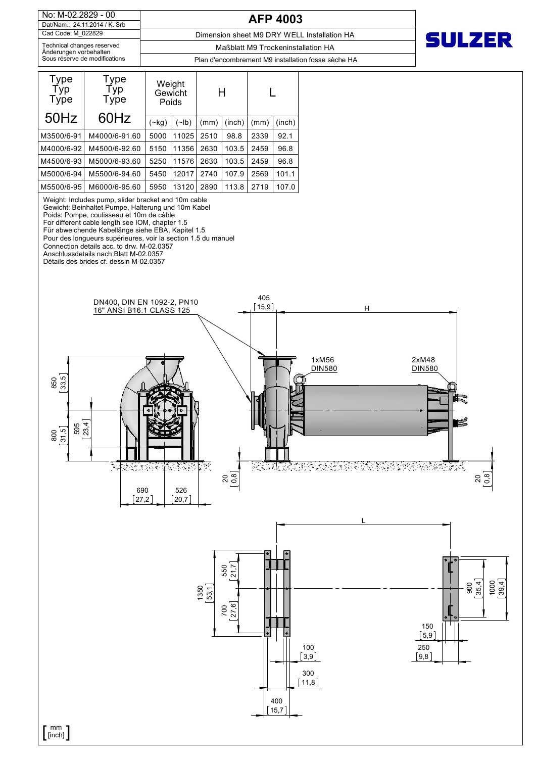| No: M-02.2829 - 00 | AFP 4003 |
| --- | --- |
| Dat/Nam.: 24.11.2014 / K. Srb | |
| Cad Code: M_022829 | Dimension sheet M9 DRY WELL Installation HA |
| Technical changes reserved<br>Änderungen vorbehalten<br>Sous réserve de modifications | Maßblatt M9 Trockeninstallation HA |
| | Plan d'encombrement M9 installation fosse sèche HA |

SULZER

| Type<br>Typ<br>Type<br>50Hz | Type<br>Typ<br>Type<br>60Hz | Weight<br>Gewicht<br>Poids | | H | | L | |
| --- | --- | --- | --- | --- | --- | --- | --- |
| | | (~kg) | (~lb) | (mm) | (inch) | (mm) | (inch) |
| M3500/6-91 | M4000/6-91.60 | 5000 | 11025 | 2510 | 98.8 | 2339 | 92.1 |
| M4000/6-92 | M4500/6-92.60 | 5150 | 11356 | 2630 | 103.5 | 2459 | 96.8 |
| M4500/6-93 | M5000/6-93.60 | 5250 | 11576 | 2630 | 103.5 | 2459 | 96.8 |
| M5000/6-94 | M5500/6-94.60 | 5450 | 12017 | 2740 | 107.9 | 2569 | 101.1 |
| M5500/6-95 | M6000/6-95.60 | 5950 | 13120 | 2890 | 113.8 | 2719 | 107.0 |

Weight: Includes pump, slider bracket and 10m cable
Gewicht: Beinhaltet Pumpe, Halterung und 10m Kabel
Poids: Pompe, coulisseau et 10m de câble
For different cable length see IOM, chapter 1.5
Für abweichende Kabellänge siehe EBA, Kapitel 1.5
Pour des longueurs supérieures, voir la section 1.5 du manuel
Connection details acc. to drw. M-02.0357
Anschlussdetails nach Blatt M-02.0357
Détails des brides cf. dessin M-02.0357

DN400, DIN EN 1092-2, PN10
16" ANSI B16.1 CLASS 125

405 [15,9]   H

1xM56 DIN580   2xM48 DIN580

850 [33,5]   800 [31,5]   595 [23,4]   20 [0,8]   20 [0,8]

690 [27,2]   526 [20,7]

L

1350 [53,1]   550 [21,7]   700 [27,6]   900 [35,4]   1000 [39,4]

100 [3,9]   300 [11,8]   400 [15,7]   150 [5,9]   250 [9,8]

[ mm / [inch] ]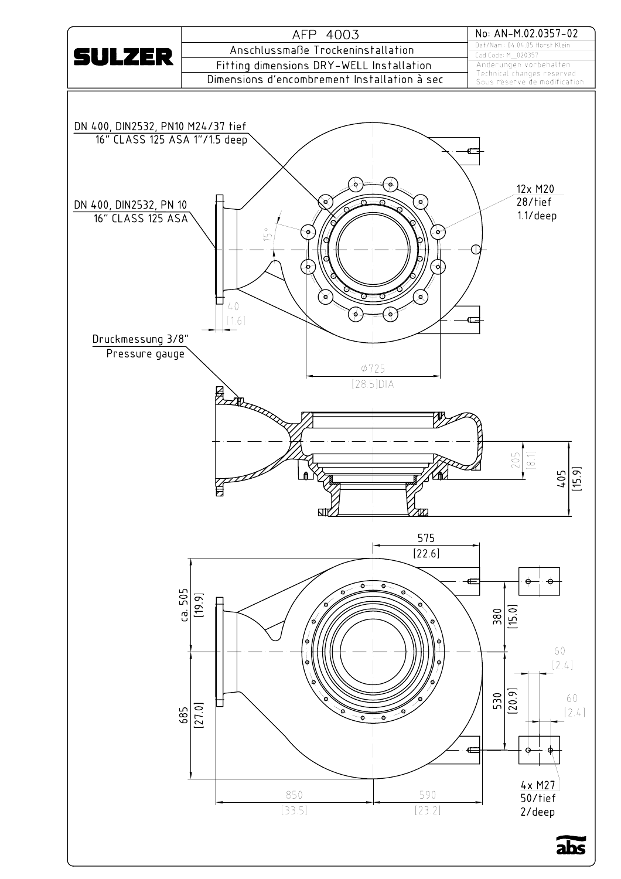SULZER

| AFP 4003 | No: AN-M.02.0357-02 |
|---|---|
| Anschlussmaße Trockeninstallation | Dat/Nam.: 04.04.05 Horst Klein |
| Fitting dimensions DRY-WELL Installation | Cad Code: M_020357 |
| Dimensions d'encombrement Installation à sec | Änderungen vorbehalten<br>Technical changes reserved<br>Sous réserve de modification |

DN 400, DIN2532, PN10 M24/37 tief
16" CLASS 125 ASA 1"/1.5 deep

DN 400, DIN2532, PN 10
16" CLASS 125 ASA

15°

12x M20
28/tief
1.1/deep

40
[1.6]

Druckmessung 3/8"
Pressure gauge

⌀725
[28.5]DIA

205
[8.1]

405
[15.9]

575
[22.6]

ca. 505
[19.9]

380
[15.0]

60
[2.4]

60
[2.4]

530
[20.9]

685
[27.0]

850
[33.5]

590
[23.2]

4x M27
50/tief
2/deep

abs